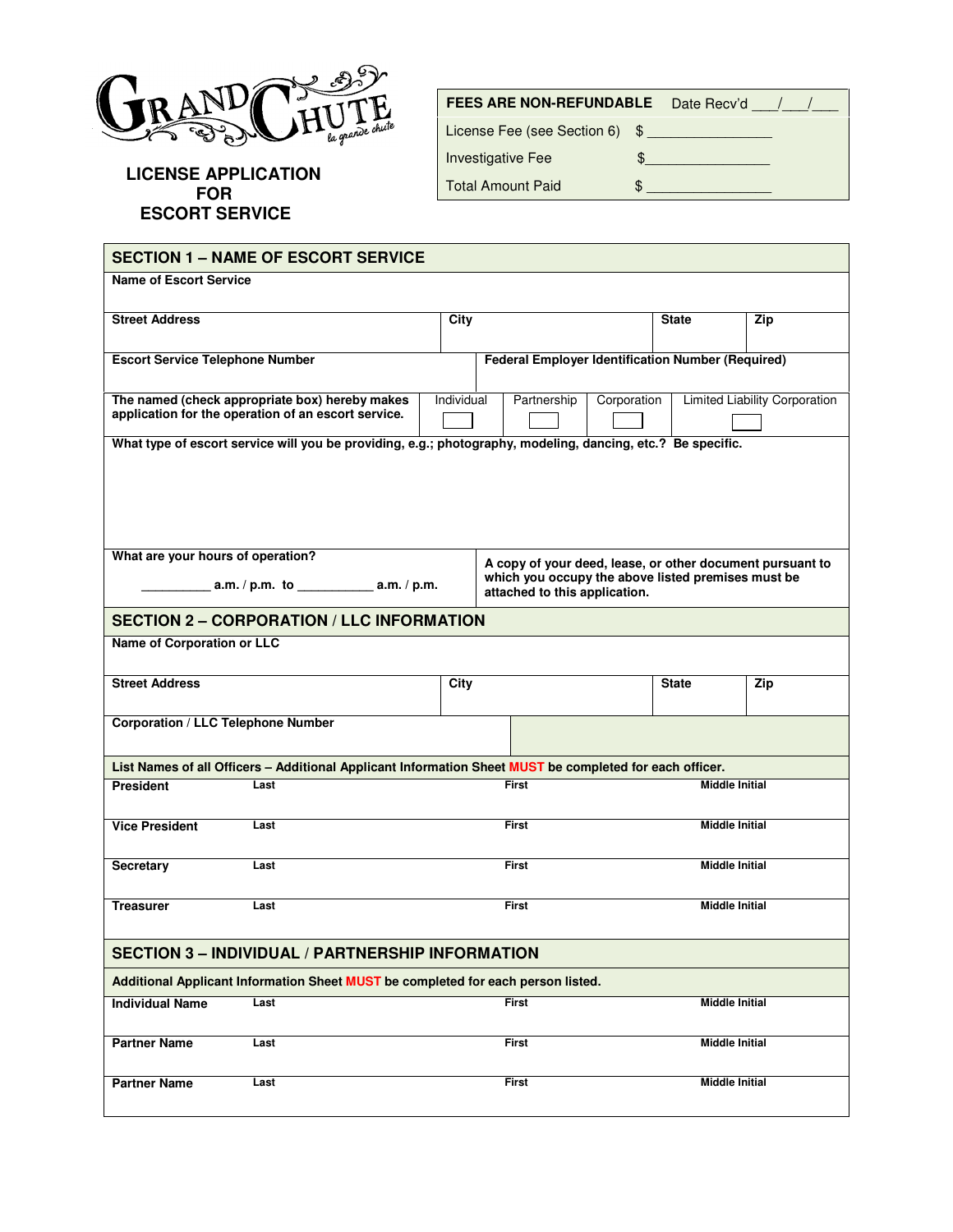GRAND CHUTE
*la grande chute*

# LICENSE APPLICATION FOR ESCORT SERVICE

| FEES ARE NON-REFUNDABLE | Date Rec'd ___/___/___ |
|---|---|
| License Fee (see Section 6) | $ ________________ |
| Investigative Fee | $________________ |
| Total Amount Paid | $ ________________ |

## SECTION 1 – NAME OF ESCORT SERVICE

**Name of Escort Service**

| **Street Address** | **City** | **State** | **Zip** |
|---|---|---|---|
| | | | |

| **Escort Service Telephone Number** | **Federal Employer Identification Number (Required)** |
|---|---|
| | |

| **The named (check appropriate box) hereby makes application for the operation of an escort service.** | Individual ☐ | Partnership ☐ | Corporation ☐ | Limited Liability Corporation ☐ |
|---|---|---|---|---|

**What type of escort service will you be providing, e.g.; photography, modeling, dancing, etc.? Be specific.**

| **What are your hours of operation?** __________ **a.m. / p.m. to** ___________ **a.m. / p.m.** | **A copy of your deed, lease, or other document pursuant to which you occupy the above listed premises must be attached to this application.** |
|---|---|

## SECTION 2 – CORPORATION / LLC INFORMATION

**Name of Corporation or LLC**

| **Street Address** | **City** | **State** | **Zip** |
|---|---|---|---|
| | | | |

**Corporation / LLC Telephone Number**

**List Names of all Officers – Additional Applicant Information Sheet MUST be completed for each officer.**

| | Last | First | Middle Initial |
|---|---|---|---|
| **President** | | | |
| **Vice President** | | | |
| **Secretary** | | | |
| **Treasurer** | | | |

## SECTION 3 – INDIVIDUAL / PARTNERSHIP INFORMATION

**Additional Applicant Information Sheet MUST be completed for each person listed.**

| | Last | First | Middle Initial |
|---|---|---|---|
| **Individual Name** | | | |
| **Partner Name** | | | |
| **Partner Name** | | | |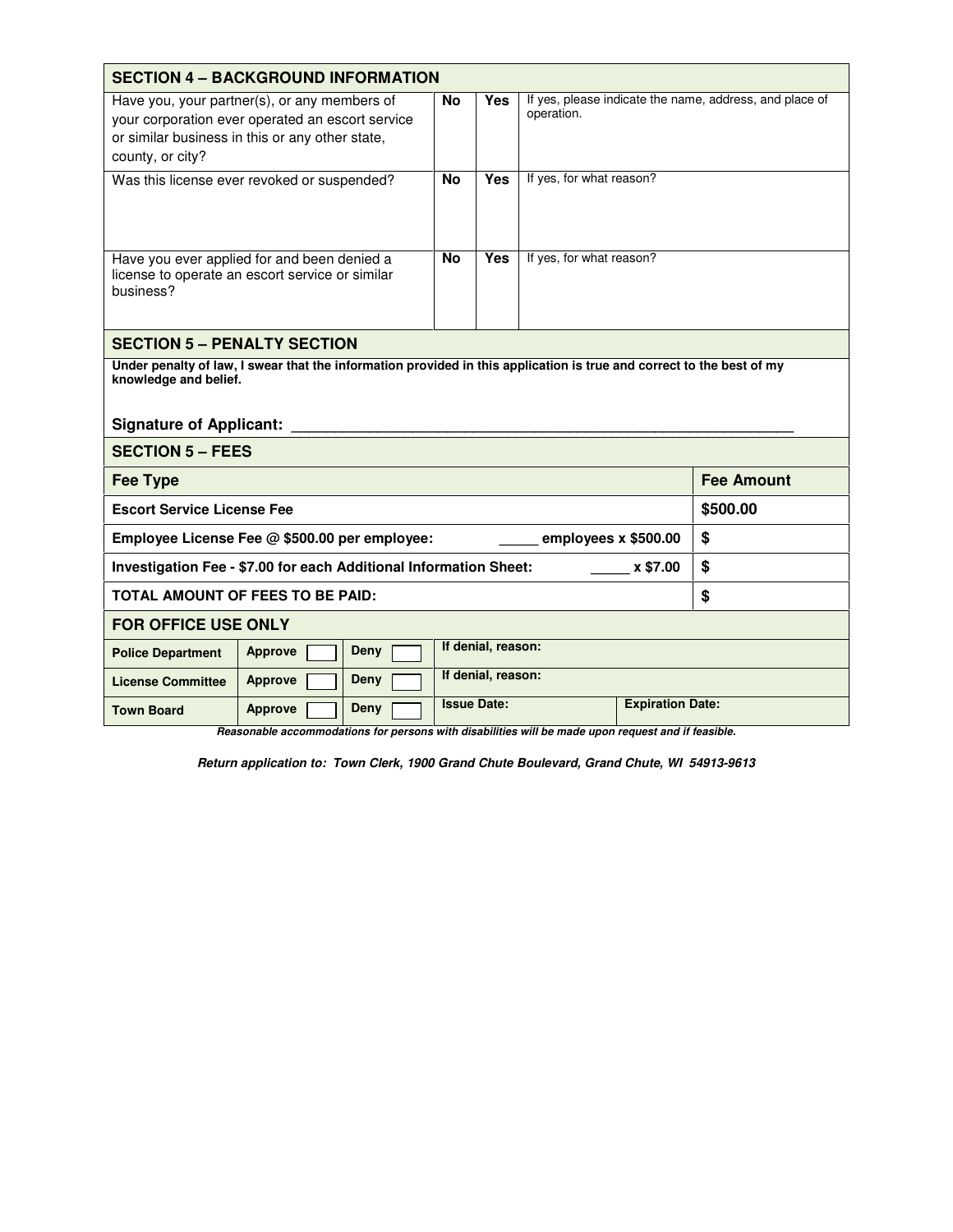## SECTION 4 – BACKGROUND INFORMATION

| | | | |
|---|---|---|---|
| Have you, your partner(s), or any members of your corporation ever operated an escort service or similar business in this or any other state, county, or city? | **No** | **Yes** | If yes, please indicate the name, address, and place of operation. |
| Was this license ever revoked or suspended? | **No** | **Yes** | If yes, for what reason? |
| Have you ever applied for and been denied a license to operate an escort service or similar business? | **No** | **Yes** | If yes, for what reason? |

## SECTION 5 – PENALTY SECTION

**Under penalty of law, I swear that the information provided in this application is true and correct to the best of my knowledge and belief.**

**Signature of Applicant:** ____________________________________________________________

## SECTION 5 – FEES

| Fee Type | Fee Amount |
|---|---|
| **Escort Service License Fee** | **$500.00** |
| **Employee License Fee @ $500.00 per employee:** _____ **employees x $500.00** | **$** |
| **Investigation Fee - $7.00 for each Additional Information Sheet:** _____ **x $7.00** | **$** |
| **TOTAL AMOUNT OF FEES TO BE PAID:** | **$** |

## FOR OFFICE USE ONLY

| | | | | |
|---|---|---|---|---|
| **Police Department** | **Approve** ☐ | **Deny** ☐ | **If denial, reason:** | |
| **License Committee** | **Approve** ☐ | **Deny** ☐ | **If denial, reason:** | |
| **Town Board** | **Approve** ☐ | **Deny** ☐ | **Issue Date:** | **Expiration Date:** |

***Reasonable accommodations for persons with disabilities will be made upon request and if feasible.***

***Return application to: Town Clerk, 1900 Grand Chute Boulevard, Grand Chute, WI 54913-9613***